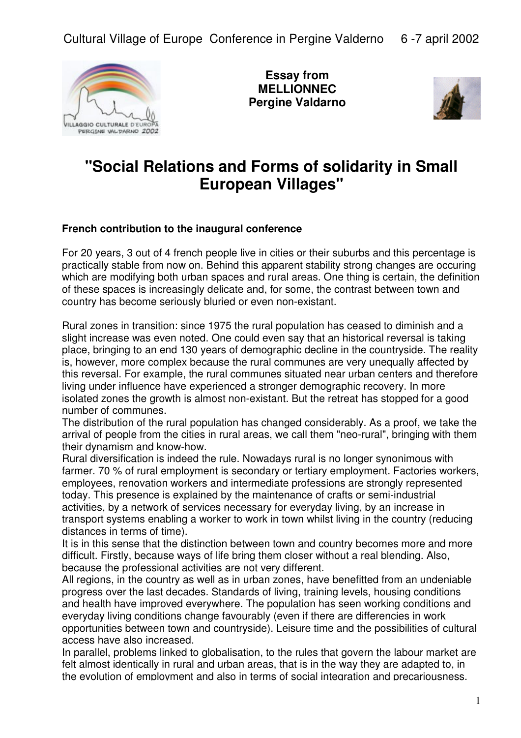Cultural Village of Europe Conference in Pergine Valderno 6 -7 april 2002

**Essay from**
**MELLIONNEC**
**Pergine Valdarno**

# "Social Relations and Forms of solidarity in Small European Villages"

**French contribution to the inaugural conference**

For 20 years, 3 out of 4 french people live in cities or their suburbs and this percentage is practically stable from now on. Behind this apparent stability strong changes are occuring which are modifying both urban spaces and rural areas. One thing is certain, the definition of these spaces is increasingly delicate and, for some, the contrast between town and country has become seriously bluried or even non-existant.

Rural zones in transition: since 1975 the rural population has ceased to diminish and a slight increase was even noted. One could even say that an historical reversal is taking place, bringing to an end 130 years of demographic decline in the countryside. The reality is, however, more complex because the rural communes are very unequally affected by this reversal. For example, the rural communes situated near urban centers and therefore living under influence have experienced a stronger demographic recovery. In more isolated zones the growth is almost non-existant. But the retreat has stopped for a good number of communes.
The distribution of the rural population has changed considerably. As a proof, we take the arrival of people from the cities in rural areas, we call them "neo-rural", bringing with them their dynamism and know-how.
Rural diversification is indeed the rule. Nowadays rural is no longer synonimous with farmer. 70 % of rural employment is secondary or tertiary employment. Factories workers, employees, renovation workers and intermediate professions are strongly represented today. This presence is explained by the maintenance of crafts or semi-industrial activities, by a network of services necessary for everyday living, by an increase in transport systems enabling a worker to work in town whilst living in the country (reducing distances in terms of time).
It is in this sense that the distinction between town and country becomes more and more difficult. Firstly, because ways of life bring them closer without a real blending. Also, because the professional activities are not very different.
All regions, in the country as well as in urban zones, have benefitted from an undeniable progress over the last decades. Standards of living, training levels, housing conditions and health have improved everywhere. The population has seen working conditions and everyday living conditions change favourably (even if there are differencies in work opportunities between town and countryside). Leisure time and the possibilities of cultural access have also increased.
In parallel, problems linked to globalisation, to the rules that govern the labour market are felt almost identically in rural and urban areas, that is in the way they are adapted to, in the evolution of employment and also in terms of social integration and precariousness.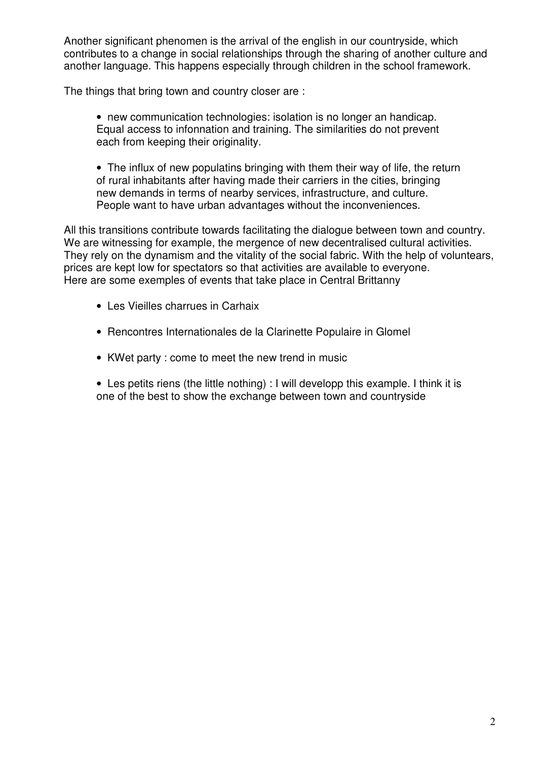Another significant phenomen is the arrival of the english in our countryside, which contributes to a change in social relationships through the sharing of another culture and another language. This happens especially through children in the school framework.

The things that bring town and country closer are :

- new communication technologies: isolation is no longer an handicap. Equal access to infonnation and training. The similarities do not prevent each from keeping their originality.

- The influx of new populatins bringing with them their way of life, the return of rural inhabitants after having made their carriers in the cities, bringing new demands in terms of nearby services, infrastructure, and culture. People want to have urban advantages without the inconveniences.

All this transitions contribute towards facilitating the dialogue between town and country. We are witnessing for example, the mergence of new decentralised cultural activities. They rely on the dynamism and the vitality of the social fabric. With the help of voluntears, prices are kept low for spectators so that activities are available to everyone. Here are some exemples of events that take place in Central Brittanny

- Les Vieilles charrues in Carhaix

- Rencontres Internationales de la Clarinette Populaire in Glomel

- KWet party : come to meet the new trend in music

- Les petits riens (the little nothing) : I will developp this example. I think it is one of the best to show the exchange between town and countryside